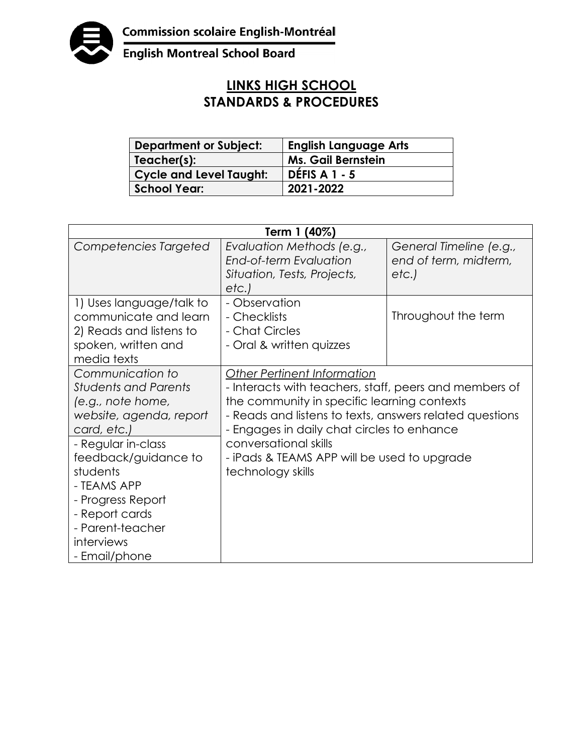Commission scolaire English-Montréal

English Montreal School Board

# LINKS HIGH SCHOOL
# STANDARDS & PROCEDURES

| **Department or Subject:** | **English Language Arts** |
|---|---|
| **Teacher(s):** | **Ms. Gail Bernstein** |
| **Cycle and Level Taught:** | **DÉFIS A 1 - 5** |
| **School Year:** | **2021-2022** |

| **Term 1 (40%)** | | |
|---|---|---|
| *Competencies Targeted* | *Evaluation Methods (e.g., End-of-term Evaluation Situation, Tests, Projects, etc.)* | *General Timeline (e.g., end of term, midterm, etc.)* |
| 1) Uses language/talk to communicate and learn<br>2) Reads and listens to spoken, written and media texts | - Observation<br>- Checklists<br>- Chat Circles<br>- Oral & written quizzes | Throughout the term |
| *Communication to Students and Parents (e.g., note home, website, agenda, report card, etc.)* | *Other Pertinent Information* | |
| - Regular in-class feedback/guidance to students<br>- TEAMS APP<br>- Progress Report<br>- Report cards<br>- Parent-teacher interviews<br>- Email/phone | - Interacts with teachers, staff, peers and members of the community in specific learning contexts<br>- Reads and listens to texts, answers related questions<br>- Engages in daily chat circles to enhance conversational skills<br>- iPads & TEAMS APP will be used to upgrade technology skills | |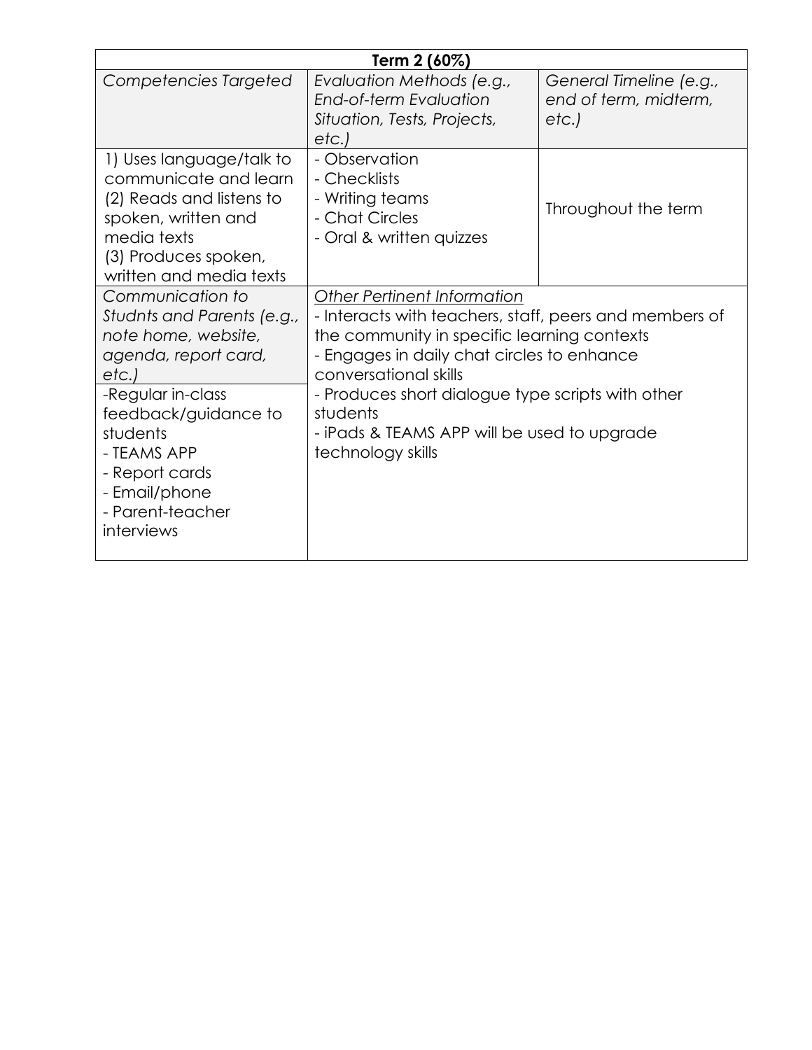| Term 2 (60%) | | |
|---|---|---|
| *Competencies Targeted* | *Evaluation Methods (e.g., End-of-term Evaluation Situation, Tests, Projects, etc.)* | *General Timeline (e.g., end of term, midterm, etc.)* |
| 1) Uses language/talk to communicate and learn (2) Reads and listens to spoken, written and media texts (3) Produces spoken, written and media texts | - Observation<br>- Checklists<br>- Writing teams<br>- Chat Circles<br>- Oral & written quizzes | Throughout the term |
| *Communication to Studnts and Parents (e.g., note home, website, agenda, report card, etc.)*<br>-Regular in-class feedback/guidance to students<br>- TEAMS APP<br>- Report cards<br>- Email/phone<br>- Parent-teacher interviews | <u>*Other Pertinent Information*</u><br>- Interacts with teachers, staff, peers and members of the community in specific learning contexts<br>- Engages in daily chat circles to enhance conversational skills<br>- Produces short dialogue type scripts with other students<br>- iPads & TEAMS APP will be used to upgrade technology skills | |